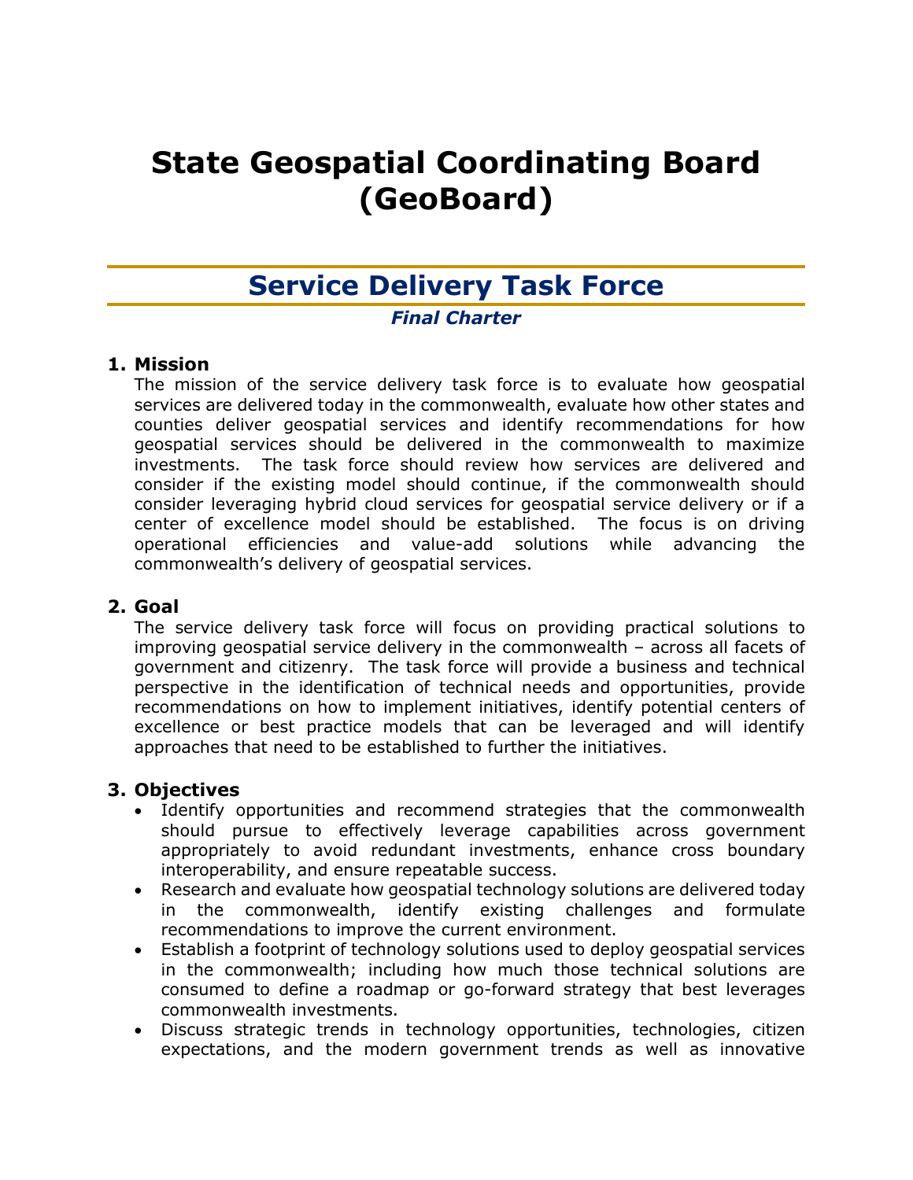# State Geospatial Coordinating Board (GeoBoard)

## Service Delivery Task Force

***Final Charter***

### 1. Mission

The mission of the service delivery task force is to evaluate how geospatial services are delivered today in the commonwealth, evaluate how other states and counties deliver geospatial services and identify recommendations for how geospatial services should be delivered in the commonwealth to maximize investments. The task force should review how services are delivered and consider if the existing model should continue, if the commonwealth should consider leveraging hybrid cloud services for geospatial service delivery or if a center of excellence model should be established. The focus is on driving operational efficiencies and value-add solutions while advancing the commonwealth's delivery of geospatial services.

### 2. Goal

The service delivery task force will focus on providing practical solutions to improving geospatial service delivery in the commonwealth – across all facets of government and citizenry. The task force will provide a business and technical perspective in the identification of technical needs and opportunities, provide recommendations on how to implement initiatives, identify potential centers of excellence or best practice models that can be leveraged and will identify approaches that need to be established to further the initiatives.

### 3. Objectives

- Identify opportunities and recommend strategies that the commonwealth should pursue to effectively leverage capabilities across government appropriately to avoid redundant investments, enhance cross boundary interoperability, and ensure repeatable success.
- Research and evaluate how geospatial technology solutions are delivered today in the commonwealth, identify existing challenges and formulate recommendations to improve the current environment.
- Establish a footprint of technology solutions used to deploy geospatial services in the commonwealth; including how much those technical solutions are consumed to define a roadmap or go-forward strategy that best leverages commonwealth investments.
- Discuss strategic trends in technology opportunities, technologies, citizen expectations, and the modern government trends as well as innovative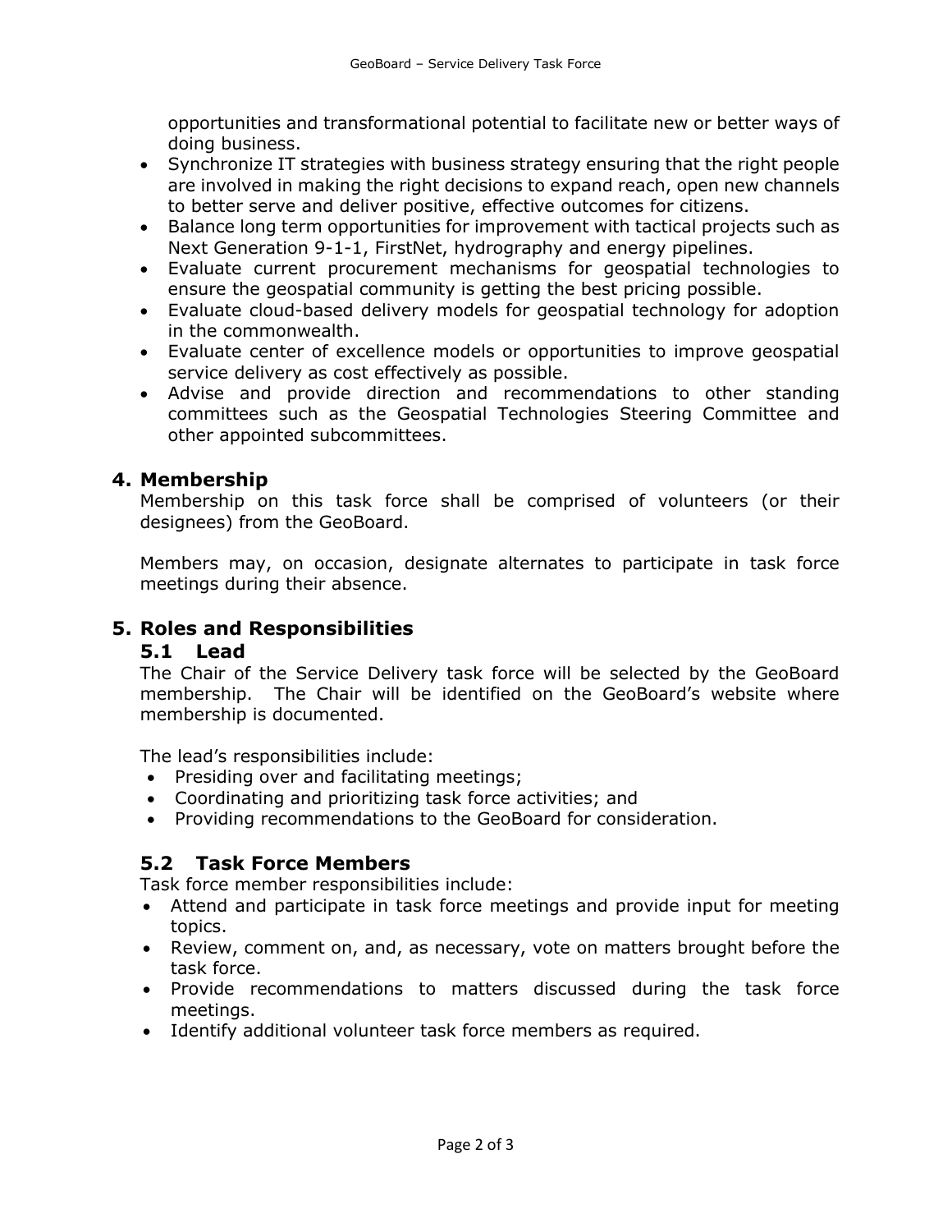opportunities and transformational potential to facilitate new or better ways of doing business.

- Synchronize IT strategies with business strategy ensuring that the right people are involved in making the right decisions to expand reach, open new channels to better serve and deliver positive, effective outcomes for citizens.
- Balance long term opportunities for improvement with tactical projects such as Next Generation 9-1-1, FirstNet, hydrography and energy pipelines.
- Evaluate current procurement mechanisms for geospatial technologies to ensure the geospatial community is getting the best pricing possible.
- Evaluate cloud-based delivery models for geospatial technology for adoption in the commonwealth.
- Evaluate center of excellence models or opportunities to improve geospatial service delivery as cost effectively as possible.
- Advise and provide direction and recommendations to other standing committees such as the Geospatial Technologies Steering Committee and other appointed subcommittees.

## 4. Membership

Membership on this task force shall be comprised of volunteers (or their designees) from the GeoBoard.

Members may, on occasion, designate alternates to participate in task force meetings during their absence.

## 5. Roles and Responsibilities

### 5.1 Lead

The Chair of the Service Delivery task force will be selected by the GeoBoard membership. The Chair will be identified on the GeoBoard's website where membership is documented.

The lead's responsibilities include:

- Presiding over and facilitating meetings;
- Coordinating and prioritizing task force activities; and
- Providing recommendations to the GeoBoard for consideration.

### 5.2 Task Force Members

Task force member responsibilities include:

- Attend and participate in task force meetings and provide input for meeting topics.
- Review, comment on, and, as necessary, vote on matters brought before the task force.
- Provide recommendations to matters discussed during the task force meetings.
- Identify additional volunteer task force members as required.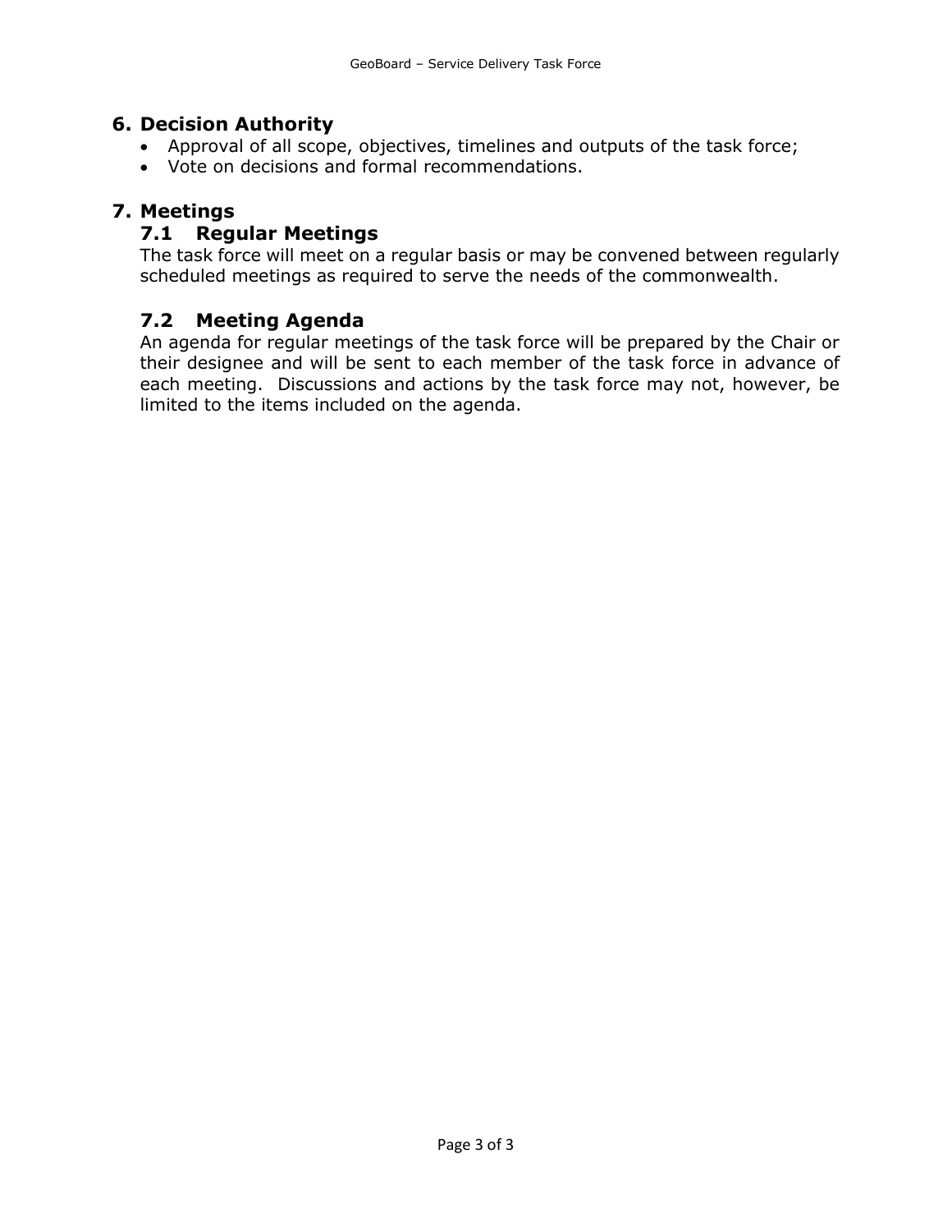## 6. Decision Authority

- Approval of all scope, objectives, timelines and outputs of the task force;
- Vote on decisions and formal recommendations.

## 7. Meetings

### 7.1 Regular Meetings

The task force will meet on a regular basis or may be convened between regularly scheduled meetings as required to serve the needs of the commonwealth.

### 7.2 Meeting Agenda

An agenda for regular meetings of the task force will be prepared by the Chair or their designee and will be sent to each member of the task force in advance of each meeting. Discussions and actions by the task force may not, however, be limited to the items included on the agenda.